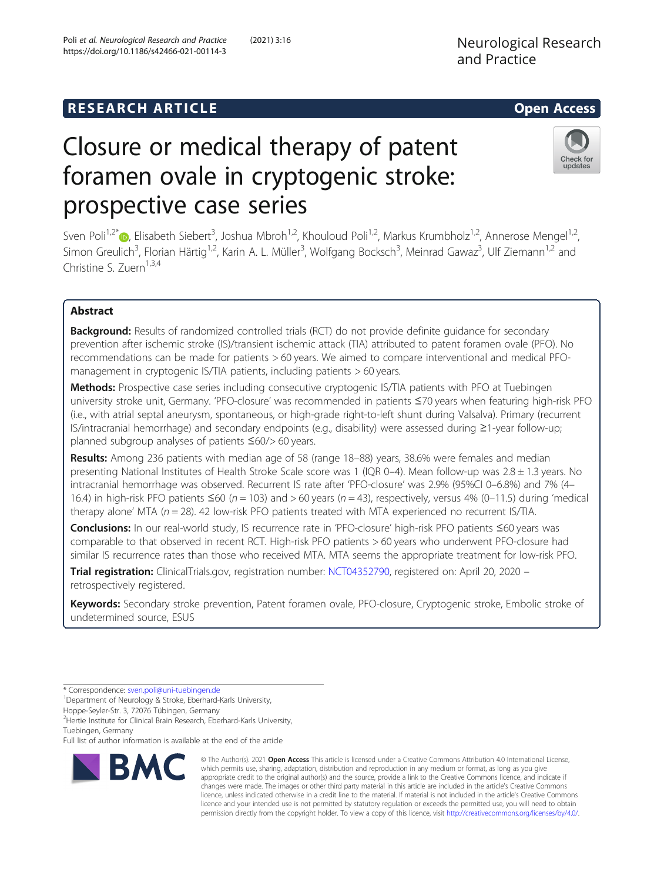RESEARCH ARTICLE

Open Access

# Closure or medical therapy of patent foramen ovale in cryptogenic stroke: prospective case series

Sven Poli[1,2*], Elisabeth Siebert[3], Joshua Mbroh[1,2], Khouloud Poli[1,2], Markus Krumbholz[1,2], Annerose Mengel[1,2], Simon Greulich[3], Florian Härtig[1,2], Karin A. L. Müller[3], Wolfgang Bocksch[3], Meinrad Gawaz[3], Ulf Ziemann[1,2] and Christine S. Zuern[1,3,4]

## Abstract

**Background:** Results of randomized controlled trials (RCT) do not provide definite guidance for secondary prevention after ischemic stroke (IS)/transient ischemic attack (TIA) attributed to patent foramen ovale (PFO). No recommendations can be made for patients > 60 years. We aimed to compare interventional and medical PFO-management in cryptogenic IS/TIA patients, including patients > 60 years.

**Methods:** Prospective case series including consecutive cryptogenic IS/TIA patients with PFO at Tuebingen university stroke unit, Germany. 'PFO-closure' was recommended in patients ≤70 years when featuring high-risk PFO (i.e., with atrial septal aneurysm, spontaneous, or high-grade right-to-left shunt during Valsalva). Primary (recurrent IS/intracranial hemorrhage) and secondary endpoints (e.g., disability) were assessed during ≥1-year follow-up; planned subgroup analyses of patients ≤60/> 60 years.

**Results:** Among 236 patients with median age of 58 (range 18–88) years, 38.6% were females and median presenting National Institutes of Health Stroke Scale score was 1 (IQR 0–4). Mean follow-up was 2.8 ± 1.3 years. No intracranial hemorrhage was observed. Recurrent IS rate after 'PFO-closure' was 2.9% (95%CI 0–6.8%) and 7% (4–16.4) in high-risk PFO patients ≤60 (n = 103) and > 60 years (n = 43), respectively, versus 4% (0–11.5) during 'medical therapy alone' MTA (n = 28). 42 low-risk PFO patients treated with MTA experienced no recurrent IS/TIA.

**Conclusions:** In our real-world study, IS recurrence rate in 'PFO-closure' high-risk PFO patients ≤60 years was comparable to that observed in recent RCT. High-risk PFO patients > 60 years who underwent PFO-closure had similar IS recurrence rates than those who received MTA. MTA seems the appropriate treatment for low-risk PFO.

**Trial registration:** ClinicalTrials.gov, registration number: NCT04352790, registered on: April 20, 2020 – retrospectively registered.

**Keywords:** Secondary stroke prevention, Patent foramen ovale, PFO-closure, Cryptogenic stroke, Embolic stroke of undetermined source, ESUS

\* Correspondence: sven.poli@uni-tuebingen.de
[1]Department of Neurology & Stroke, Eberhard-Karls University, Hoppe-Seyler-Str. 3, 72076 Tübingen, Germany
[2]Hertie Institute for Clinical Brain Research, Eberhard-Karls University, Tuebingen, Germany
Full list of author information is available at the end of the article

© The Author(s). 2021 **Open Access** This article is licensed under a Creative Commons Attribution 4.0 International License, which permits use, sharing, adaptation, distribution and reproduction in any medium or format, as long as you give appropriate credit to the original author(s) and the source, provide a link to the Creative Commons licence, and indicate if changes were made. The images or other third party material in this article are included in the article's Creative Commons licence, unless indicated otherwise in a credit line to the material. If material is not included in the article's Creative Commons licence and your intended use is not permitted by statutory regulation or exceeds the permitted use, you will need to obtain permission directly from the copyright holder. To view a copy of this licence, visit http://creativecommons.org/licenses/by/4.0/.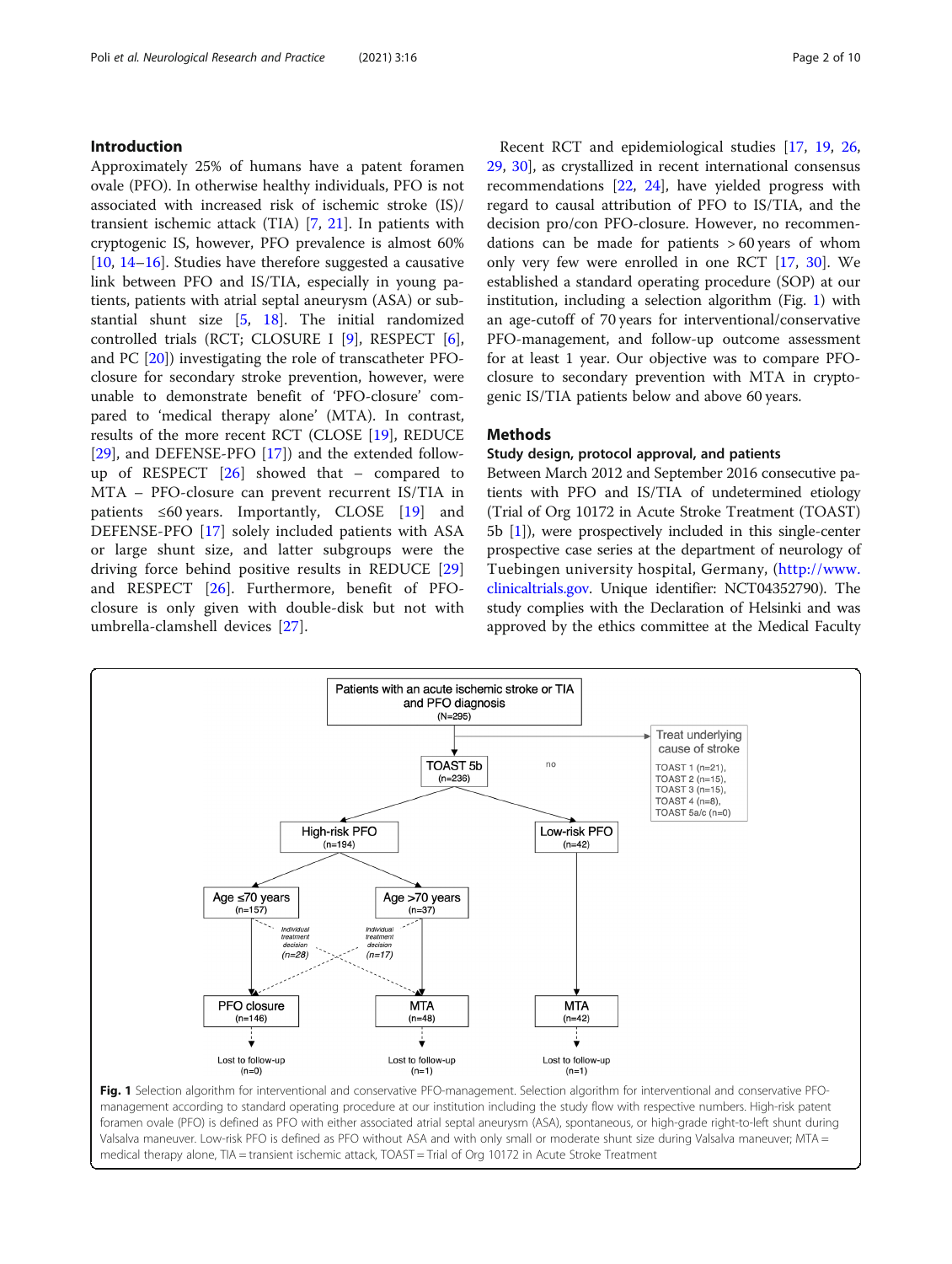## Introduction

Approximately 25% of humans have a patent foramen ovale (PFO). In otherwise healthy individuals, PFO is not associated with increased risk of ischemic stroke (IS)/transient ischemic attack (TIA) [7, 21]. In patients with cryptogenic IS, however, PFO prevalence is almost 60% [10, 14–16]. Studies have therefore suggested a causative link between PFO and IS/TIA, especially in young patients, patients with atrial septal aneurysm (ASA) or substantial shunt size [5, 18]. The initial randomized controlled trials (RCT; CLOSURE I [9], RESPECT [6], and PC [20]) investigating the role of transcatheter PFO-closure for secondary stroke prevention, however, were unable to demonstrate benefit of 'PFO-closure' compared to 'medical therapy alone' (MTA). In contrast, results of the more recent RCT (CLOSE [19], REDUCE [29], and DEFENSE-PFO [17]) and the extended follow-up of RESPECT [26] showed that – compared to MTA – PFO-closure can prevent recurrent IS/TIA in patients ≤60 years. Importantly, CLOSE [19] and DEFENSE-PFO [17] solely included patients with ASA or large shunt size, and latter subgroups were the driving force behind positive results in REDUCE [29] and RESPECT [26]. Furthermore, benefit of PFO-closure is only given with double-disk but not with umbrella-clamshell devices [27].

Recent RCT and epidemiological studies [17, 19, 26, 29, 30], as crystallized in recent international consensus recommendations [22, 24], have yielded progress with regard to causal attribution of PFO to IS/TIA, and the decision pro/con PFO-closure. However, no recommendations can be made for patients > 60 years of whom only very few were enrolled in one RCT [17, 30]. We established a standard operating procedure (SOP) at our institution, including a selection algorithm (Fig. 1) with an age-cutoff of 70 years for interventional/conservative PFO-management, and follow-up outcome assessment for at least 1 year. Our objective was to compare PFO-closure to secondary prevention with MTA in cryptogenic IS/TIA patients below and above 60 years.

## Methods

### Study design, protocol approval, and patients

Between March 2012 and September 2016 consecutive patients with PFO and IS/TIA of undetermined etiology (Trial of Org 10172 in Acute Stroke Treatment (TOAST) 5b [1]), were prospectively included in this single-center prospective case series at the department of neurology of Tuebingen university hospital, Germany, (http://www.clinicaltrials.gov. Unique identifier: NCT04352790). The study complies with the Declaration of Helsinki and was approved by the ethics committee at the Medical Faculty

Patients with an acute ischemic stroke or TIA and PFO diagnosis (N=295)
→ no: Treat underlying cause of stroke — TOAST 1 (n=21), TOAST 2 (n=15), TOAST 3 (n=15), TOAST 4 (n=8), TOAST 5a/c (n=0)
→ TOAST 5b (n=236)
→ High-risk PFO (n=194) → Age ≤70 years (n=157); Age >70 years (n=37); individual treatment decision (n=28); individual treatment decision (n=17) → PFO closure (n=146), Lost to follow-up (n=0); MTA (n=48), Lost to follow-up (n=1)
→ Low-risk PFO (n=42) → MTA (n=42), Lost to follow-up (n=1)

**Fig. 1** Selection algorithm for interventional and conservative PFO-management. Selection algorithm for interventional and conservative PFO-management according to standard operating procedure at our institution including the study flow with respective numbers. High-risk patent foramen ovale (PFO) is defined as PFO with either associated atrial septal aneurysm (ASA), spontaneous, or high-grade right-to-left shunt during Valsalva maneuver. Low-risk PFO is defined as PFO without ASA and with only small or moderate shunt size during Valsalva maneuver; MTA = medical therapy alone, TIA = transient ischemic attack, TOAST = Trial of Org 10172 in Acute Stroke Treatment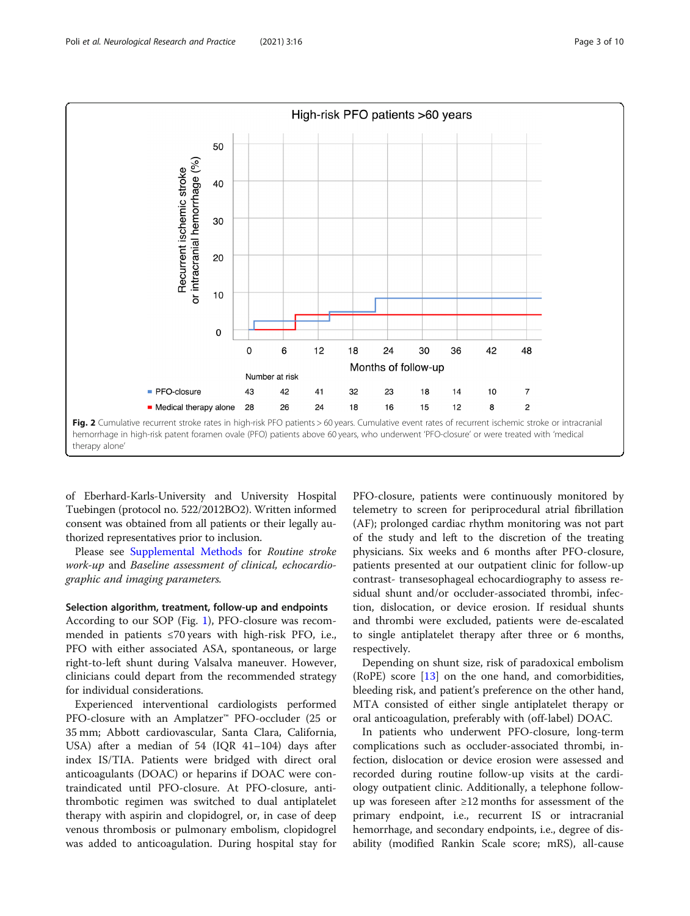**Fig. 2** Cumulative recurrent stroke rates in high-risk PFO patients > 60 years. Cumulative event rates of recurrent ischemic stroke or intracranial hemorrhage in high-risk patent foramen ovale (PFO) patients above 60 years, who underwent 'PFO-closure' or were treated with 'medical therapy alone'

of Eberhard-Karls-University and University Hospital Tuebingen (protocol no. 522/2012BO2). Written informed consent was obtained from all patients or their legally authorized representatives prior to inclusion.

Please see Supplemental Methods for *Routine stroke work-up* and *Baseline assessment of clinical, echocardiographic and imaging parameters.*

### Selection algorithm, treatment, follow-up and endpoints

According to our SOP (Fig. 1), PFO-closure was recommended in patients ≤70 years with high-risk PFO, i.e., PFO with either associated ASA, spontaneous, or large right-to-left shunt during Valsalva maneuver. However, clinicians could depart from the recommended strategy for individual considerations.

Experienced interventional cardiologists performed PFO-closure with an Amplatzer™ PFO-occluder (25 or 35 mm; Abbott cardiovascular, Santa Clara, California, USA) after a median of 54 (IQR 41–104) days after index IS/TIA. Patients were bridged with direct oral anticoagulants (DOAC) or heparins if DOAC were contraindicated until PFO-closure. At PFO-closure, antithrombotic regimen was switched to dual antiplatelet therapy with aspirin and clopidogrel, or, in case of deep venous thrombosis or pulmonary embolism, clopidogrel was added to anticoagulation. During hospital stay for PFO-closure, patients were continuously monitored by telemetry to screen for periprocedural atrial fibrillation (AF); prolonged cardiac rhythm monitoring was not part of the study and left to the discretion of the treating physicians. Six weeks and 6 months after PFO-closure, patients presented at our outpatient clinic for follow-up contrast- transesophageal echocardiography to assess residual shunt and/or occluder-associated thrombi, infection, dislocation, or device erosion. If residual shunts and thrombi were excluded, patients were de-escalated to single antiplatelet therapy after three or 6 months, respectively.

Depending on shunt size, risk of paradoxical embolism (RoPE) score [13] on the one hand, and comorbidities, bleeding risk, and patient's preference on the other hand, MTA consisted of either single antiplatelet therapy or oral anticoagulation, preferably with (off-label) DOAC.

In patients who underwent PFO-closure, long-term complications such as occluder-associated thrombi, infection, dislocation or device erosion were assessed and recorded during routine follow-up visits at the cardiology outpatient clinic. Additionally, a telephone follow-up was foreseen after ≥12 months for assessment of the primary endpoint, i.e., recurrent IS or intracranial hemorrhage, and secondary endpoints, i.e., degree of disability (modified Rankin Scale score; mRS), all-cause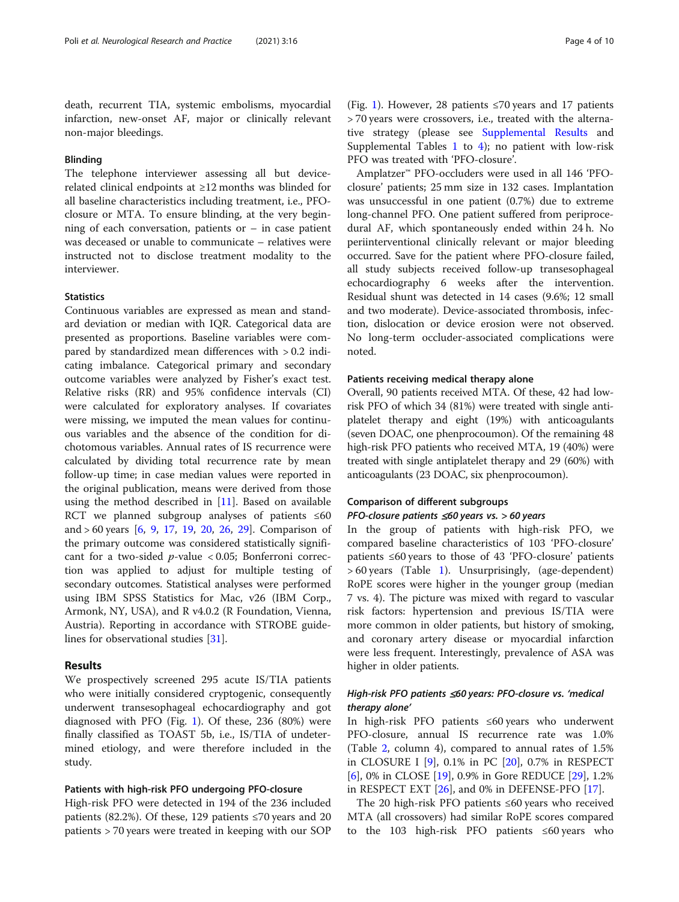death, recurrent TIA, systemic embolisms, myocardial infarction, new-onset AF, major or clinically relevant non-major bleedings.

### Blinding

The telephone interviewer assessing all but device-related clinical endpoints at ≥12 months was blinded for all baseline characteristics including treatment, i.e., PFO-closure or MTA. To ensure blinding, at the very beginning of each conversation, patients or – in case patient was deceased or unable to communicate – relatives were instructed not to disclose treatment modality to the interviewer.

### Statistics

Continuous variables are expressed as mean and standard deviation or median with IQR. Categorical data are presented as proportions. Baseline variables were compared by standardized mean differences with > 0.2 indicating imbalance. Categorical primary and secondary outcome variables were analyzed by Fisher's exact test. Relative risks (RR) and 95% confidence intervals (CI) were calculated for exploratory analyses. If covariates were missing, we imputed the mean values for continuous variables and the absence of the condition for dichotomous variables. Annual rates of IS recurrence were calculated by dividing total recurrence rate by mean follow-up time; in case median values were reported in the original publication, means were derived from those using the method described in [11]. Based on available RCT we planned subgroup analyses of patients ≤60 and > 60 years [6, 9, 17, 19, 20, 26, 29]. Comparison of the primary outcome was considered statistically significant for a two-sided $p$-value < 0.05; Bonferroni correction was applied to adjust for multiple testing of secondary outcomes. Statistical analyses were performed using IBM SPSS Statistics for Mac, v26 (IBM Corp., Armonk, NY, USA), and R v4.0.2 (R Foundation, Vienna, Austria). Reporting in accordance with STROBE guidelines for observational studies [31].

## Results

We prospectively screened 295 acute IS/TIA patients who were initially considered cryptogenic, consequently underwent transesophageal echocardiography and got diagnosed with PFO (Fig. 1). Of these, 236 (80%) were finally classified as TOAST 5b, i.e., IS/TIA of undetermined etiology, and were therefore included in the study.

### Patients with high-risk PFO undergoing PFO-closure

High-risk PFO were detected in 194 of the 236 included patients (82.2%). Of these, 129 patients ≤70 years and 20 patients > 70 years were treated in keeping with our SOP (Fig. 1). However, 28 patients ≤70 years and 17 patients > 70 years were crossovers, i.e., treated with the alternative strategy (please see Supplemental Results and Supplemental Tables 1 to 4); no patient with low-risk PFO was treated with 'PFO-closure'.

Amplatzer™ PFO-occluders were used in all 146 'PFO-closure' patients; 25 mm size in 132 cases. Implantation was unsuccessful in one patient (0.7%) due to extreme long-channel PFO. One patient suffered from periprocedural AF, which spontaneously ended within 24 h. No periinterventional clinically relevant or major bleeding occurred. Save for the patient where PFO-closure failed, all study subjects received follow-up transesophageal echocardiography 6 weeks after the intervention. Residual shunt was detected in 14 cases (9.6%; 12 small and two moderate). Device-associated thrombosis, infection, dislocation or device erosion were not observed. No long-term occluder-associated complications were noted.

### Patients receiving medical therapy alone

Overall, 90 patients received MTA. Of these, 42 had low-risk PFO of which 34 (81%) were treated with single antiplatelet therapy and eight (19%) with anticoagulants (seven DOAC, one phenprocoumon). Of the remaining 48 high-risk PFO patients who received MTA, 19 (40%) were treated with single antiplatelet therapy and 29 (60%) with anticoagulants (23 DOAC, six phenprocoumon).

### Comparison of different subgroups

#### *PFO-closure patients ≤60 years vs. > 60 years*

In the group of patients with high-risk PFO, we compared baseline characteristics of 103 'PFO-closure' patients ≤60 years to those of 43 'PFO-closure' patients > 60 years (Table 1). Unsurprisingly, (age-dependent) RoPE scores were higher in the younger group (median 7 vs. 4). The picture was mixed with regard to vascular risk factors: hypertension and previous IS/TIA were more common in older patients, but history of smoking, and coronary artery disease or myocardial infarction were less frequent. Interestingly, prevalence of ASA was higher in older patients.

#### *High-risk PFO patients ≤60 years: PFO-closure vs. 'medical therapy alone'*

In high-risk PFO patients ≤60 years who underwent PFO-closure, annual IS recurrence rate was 1.0% (Table 2, column 4), compared to annual rates of 1.5% in CLOSURE I [9], 0.1% in PC [20], 0.7% in RESPECT [6], 0% in CLOSE [19], 0.9% in Gore REDUCE [29], 1.2% in RESPECT EXT [26], and 0% in DEFENSE-PFO [17].

The 20 high-risk PFO patients ≤60 years who received MTA (all crossovers) had similar RoPE scores compared to the 103 high-risk PFO patients ≤60 years who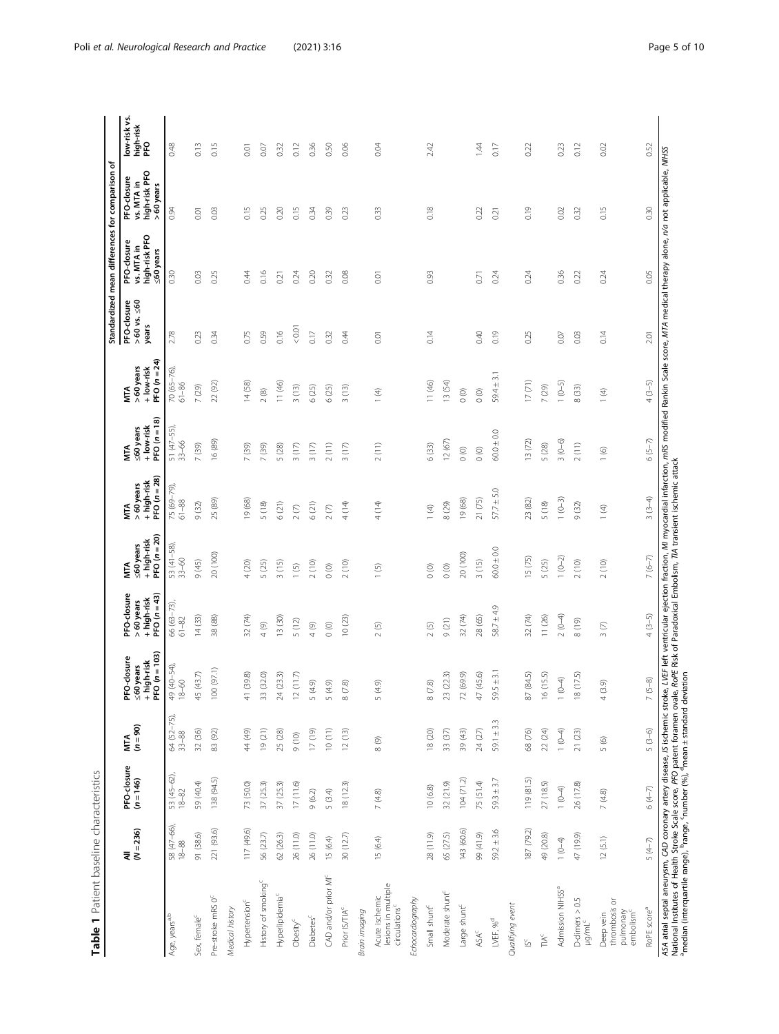**Table 1** Patient baseline characteristics

| | All (N = 236) | PFO-closure (n = 146) | MTA (n = 90) | PFO-closure ≤60 years + high-risk PFO (n = 103) | PFO-closure > 60 years + high-risk PFO (n = 43) | MTA ≤60 years + high-risk PFO (n = 20) | MTA > 60 years + high-risk PFO (n = 28) | MTA ≤60 years + low-risk PFO (n = 18) | MTA > 60 years + low-risk PFO (n = 24) | Standardized mean differences for comparison of | | | | |
|---|---|---|---|---|---|---|---|---|---|---|---|---|---|---|
| | | | | | | | | | | PFO-closure > 60 vs. ≤60 years | PFO-closure vs. MTA in high-risk PFO ≤60 years | PFO-closure vs. MTA in high-risk PFO > 60 years | low-risk vs. high-risk PFO |
| Age, years[a,b] | 58 (47–66), 18–88 | 53 (45–62), 18–82 | 64 (52–75), 33–88 | 49 (40–54), 18–60 | 66 (63–73), 61–82 | 53 (41–58), 33–60 | 75 (69–79), 61–88 | 51 (47–55), 33–66 | 70 (65–76), 61–86 | 2.78 | 0.30 | 0.94 | 0.48 |
| Sex, female[c] | 91 (38.6) | 59 (40.4) | 32 (36) | 45 (43.7) | 14 (33) | 9 (45) | 9 (32) | 7 (39) | 7 (29) | 0.23 | 0.03 | 0.01 | 0.13 |
| Pre-stroke mRS 0[c] | 221 (93.6) | 138 (94.5) | 83 (92) | 100 (97.1) | 38 (88) | 20 (100) | 25 (89) | 16 (89) | 22 (92) | 0.34 | 0.25 | 0.03 | 0.15 |
| *Medical history* | | | | | | | | | | | | | |
| Hypertension[c] | 117 (49.6) | 73 (50.0) | 44 (49) | 41 (39.8) | 32 (74) | 4 (20) | 19 (68) | 7 (39) | 14 (58) | 0.75 | 0.44 | 0.15 | 0.01 |
| History of smoking[c] | 56 (23.7) | 37 (25.3) | 19 (21) | 33 (32.0) | 4 (9) | 5 (25) | 5 (18) | 7 (39) | 2 (8) | 0.59 | 0.16 | 0.25 | 0.07 |
| Hyperlipidemia[c] | 62 (26.3) | 37 (25.3) | 25 (28) | 24 (23.3) | 13 (30) | 3 (15) | 6 (21) | 5 (28) | 11 (46) | 0.16 | 0.21 | 0.20 | 0.32 |
| Obesity[c] | 26 (11.0) | 17 (11.6) | 9 (10) | 12 (11.7) | 5 (12) | 1 (5) | 2 (7) | 3 (17) | 3 (13) | < 0.01 | 0.24 | 0.15 | 0.12 |
| Diabetes[c] | 26 (11.0) | 9 (6.2) | 17 (19) | 5 (4.9) | 4 (9) | 2 (10) | 6 (21) | 3 (17) | 6 (25) | 0.17 | 0.20 | 0.34 | 0.36 |
| CAD and/or prior MI[c] | 15 (6.4) | 5 (3.4) | 10 (11) | 5 (4.9) | 0 (0) | 0 (0) | 2 (7) | 2 (11) | 6 (25) | 0.32 | 0.32 | 0.39 | 0.50 |
| Prior IS/TIA[c] | 30 (12.7) | 18 (12.3) | 12 (13) | 8 (7.8) | 10 (23) | 2 (10) | 4 (14) | 3 (17) | 3 (13) | 0.44 | 0.08 | 0.23 | 0.06 |
| *Brain imaging* | | | | | | | | | | | | | |
| Acute ischemic lesions in multiple circulations[c] | 15 (6.4) | 7 (4.8) | 8 (9) | 5 (4.9) | 2 (5) | 1 (5) | 4 (14) | 2 (11) | 1 (4) | 0.01 | 0.01 | 0.33 | 0.04 |
| *Echocardiography* | | | | | | | | | | | | | |
| Small shunt[c] | 28 (11.9) | 10 (6.8) | 18 (20) | 8 (7.8) | 2 (5) | 0 (0) | 1 (4) | 6 (33) | 11 (46) | 0.14 | 0.93 | 0.18 | 2.42 |
| Moderate shunt[c] | 65 (27.5) | 32 (21.9) | 33 (37) | 23 (22.3) | 9 (21) | 0 (0) | 8 (29) | 12 (67) | 13 (54) | | | | |
| Large shunt[c] | 143 (60.6) | 104 (71.2) | 39 (43) | 72 (69.9) | 32 (74) | 20 (100) | 19 (68) | 0 (0) | 0 (0) | | | | |
| ASA[c] | 99 (41.9) | 75 (51.4) | 24 (27) | 47 (45.6) | 28 (65) | 3 (15) | 21 (75) | 0 (0) | 0 (0) | 0.40 | 0.71 | 0.22 | 1.44 |
| LVEF, %[d] | 59.2 ± 3.6 | 59.3 ± 3.7 | 59.1 ± 3.3 | 59.5 ± 3.1 | 58.7 ± 4.9 | 60.0 ± 0.0 | 57.7 ± 5.0 | 60.0 ± 0.0 | 59.4 ± 3.1 | 0.19 | 0.24 | 0.21 | 0.17 |
| *Qualifying event* | | | | | | | | | | | | | |
| IS[c] | 187 (79.2) | 119 (81.5) | 68 (76) | 87 (84.5) | 32 (74) | 15 (75) | 23 (82) | 13 (72) | 17 (71) | 0.25 | 0.24 | 0.19 | 0.22 |
| TIA[c] | 49 (20.8) | 27 (18.5) | 22 (24) | 16 (15.5) | 11 (26) | 5 (25) | 5 (18) | 5 (28) | 7 (29) | | | | |
| Admission NIHSS[a] | 1 (0–4) | 1 (0–4) | 1 (0–4) | 1 (0–4) | 2 (0–4) | 1 (0–2) | 1 (0–3) | 3 (0–6) | 1 (0–5) | 0.07 | 0.36 | 0.02 | 0.23 |
| D-dimers > 0.5 μg/mL[c] | 47 (19.9) | 26 (17.8) | 21 (23) | 18 (17.5) | 8 (19) | 2 (10) | 9 (32) | 2 (11) | 8 (33) | 0.03 | 0.22 | 0.32 | 0.12 |
| Deep vein thrombosis or pulmonary embolism[c] | 12 (5.1) | 7 (4.8) | 5 (6) | 4 (3.9) | 3 (7) | 2 (10) | 1 (4) | 1 (6) | 1 (4) | 0.14 | 0.24 | 0.15 | 0.02 |
| RoPE score[a] | 5 (4–7) | 6 (4–7) | 5 (3–6) | 7 (5–8) | 4 (3–5) | 7 (6–7) | 3 (3–4) | 6 (5–7) | 4 (3–5) | 2.01 | 0.05 | 0.30 | 0.52 |

*ASA* atrial septal aneurysm, *CAD* coronary artery disease, *IS* ischemic stroke, *LVEF* left ventricular ejection fraction, *MI* myocardial infarction, *mRS* modified Rankin Scale score, *MTA* medical therapy alone, *n/a* not applicable, *NIHSS* National Institutes of Health Stroke Scale score, *PFO* patent foramen ovale, *RoPE* Risk of Paradoxical Embolism, *TIA* transient ischemic attack
[a]median (interquartile range), [b]range, [c]number (%), [d]mean ± standard deviation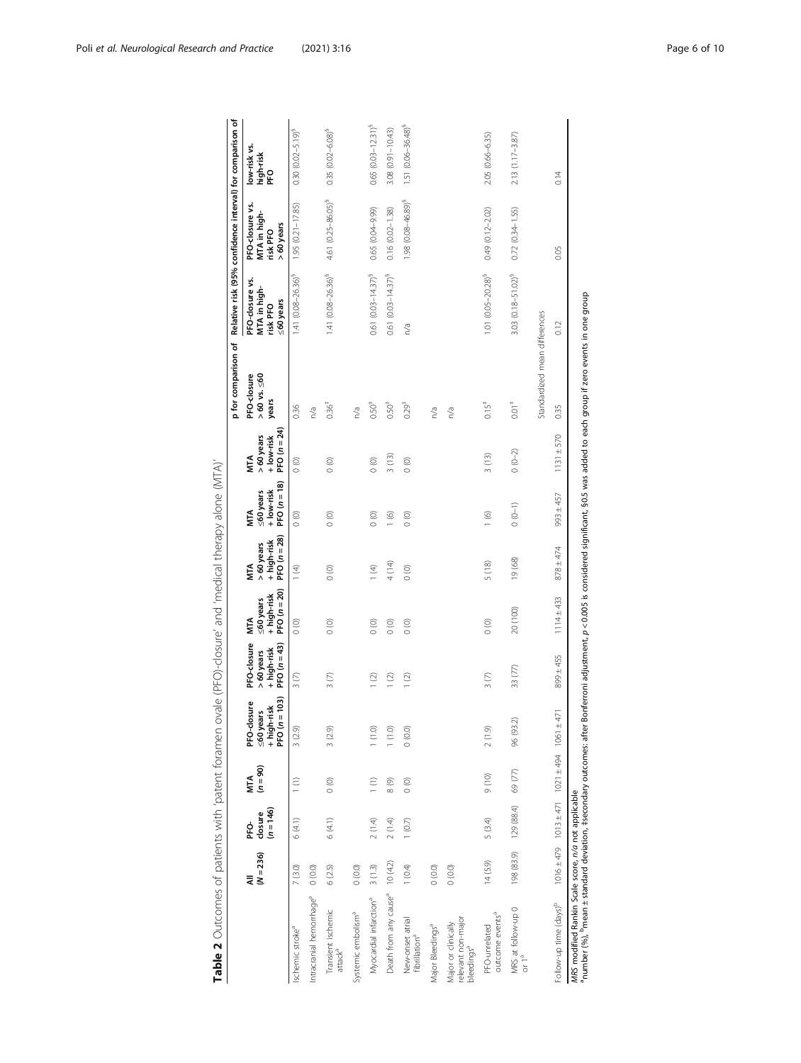**Table 2** Outcomes of patients with 'patent foramen ovale (PFO)-closure' and 'medical therapy alone (MTA)'

| | All (N = 236) | PFO-closure (n = 146) | MTA (n = 90) | PFO-closure ≤60 years + high-risk PFO (n = 103) | PFO-closure > 60 years + high-risk PFO (n = 43) | MTA ≤60 years + high-risk PFO (n = 20) | MTA > 60 years + high-risk PFO (n = 28) | MTA ≤60 years + low-risk PFO (n = 18) | MTA > 60 years + low-risk PFO (n = 24) | p for comparison of PFO-closure > 60 vs. ≤60 years | Relative risk (95% confidence interval) for comparison of PFO-closure vs. MTA in high-risk PFO ≤60 years | PFO-closure vs. MTA in high-risk PFO > 60 years | low-risk vs. high-risk PFO |
|---|---|---|---|---|---|---|---|---|---|---|---|---|---|
| Ischemic stroke[a] | 7 (3.0) | 6 (4.1) | 1 (1) | 3 (2.9) | 3 (7) | 0 (0) | 1 (4) | 0 (0) | 0 (0) | 0.36 | 1.41 (0.08–26.36)[§] | 1.95 (0.21–17.85) | 0.30 (0.02–5.19)[§] |
| Intracranial hemorrhage[a] | 0 (0.0) | | | | | | | | | n/a | | | |
| Transient ischemic attack[a] | 6 (2.5) | 6 (4.1) | 0 (0) | 3 (2.9) | 3 (7) | 0 (0) | 0 (0) | 0 (0) | 0 (0) | 0.36[‡] | 1.41 (0.08–26.36)[§] | 4.61 (0.25–86.05)[§] | 0.35 (0.02–6.08)[§] |
| Systemic embolism[a] | 0 (0.0) | | | | | | | | | n/a | | | |
| Myocardial infarction[a] | 3 (1.3) | 2 (1.4) | 1 (1) | 1 (1.0) | 1 (2) | 0 (0) | 1 (4) | 0 (0) | 0 (0) | 0.50[‡] | 0.61 (0.03–14.37)[§] | 0.65 (0.04–9.99) | 0.65 (0.03–12.31)[§] |
| Death from any cause[a] | 10 (4.2) | 2 (1.4) | 8 (9) | 1 (1.0) | 1 (2) | 0 (0) | 4 (14) | 1 (6) | 3 (13) | 0.50[‡] | 0.61 (0.03–14.37)[§] | 0.16 (0.02–1.38) | 3.08 (0.91–10.43) |
| New-onset atrial fibrillation[a] | 1 (0.4) | 1 (0.7) | 0 (0) | 0 (0.0) | 1 (2) | 0 (0) | 0 (0) | 0 (0) | 0 (0) | 0.29[‡] | n/a | 1.98 (0.08–46.89)[§] | 1.51 (0.06–36.48)[§] |
| Major Bleedings[a] | 0 (0.0) | | | | | | | | | n/a | | | |
| Major or clinically relevant non-major bleedings[a] | 0 (0.0) | | | | | | | | | n/a | | | |
| PFO-unrelated outcome events[a] | 14 (5.9) | 5 (3.4) | 9 (10) | 2 (1.9) | 3 (7) | 0 (0) | 5 (18) | 1 (6) | 3 (13) | 0.15[‡] | 1.01 (0.05–20.28)[§] | 0.49 (0.12–2.02) | 2.05 (0.66–6.35) |
| MRS at follow-up 0 or 1[a] | 198 (83.9) | 129 (88.4) | 69 (77) | 96 (93.2) | 33 (77) | 20 (100) | 19 (68) | 0 (0–1) | 0 (0–2) | 0.01[‡] | 3.03 (0.18–51.02)[§] | 0.72 (0.34–1.55) | 2.13 (1.17–3.87) |
| | | | | | | | | | | Standardized mean differences | | | |
| Follow-up time (days)[b] | 1016 ± 479 | 1013 ± 471 | 1021 ± 494 | 1061 ± 471 | 899 ± 455 | 1114 ± 433 | 878 ± 474 | 993 ± 457 | 1131 ± 570 | 0.35 | 0.12 | 0.05 | 0.14 |

*MRS* modified Rankin Scale score, *n/a* not applicable
[a]number (%), [b]mean ± standard deviation, ‡secondary outcomes: after Bonferroni adjustment, $p < 0.005$ is considered significant, §0.5 was added to each group if zero events in one group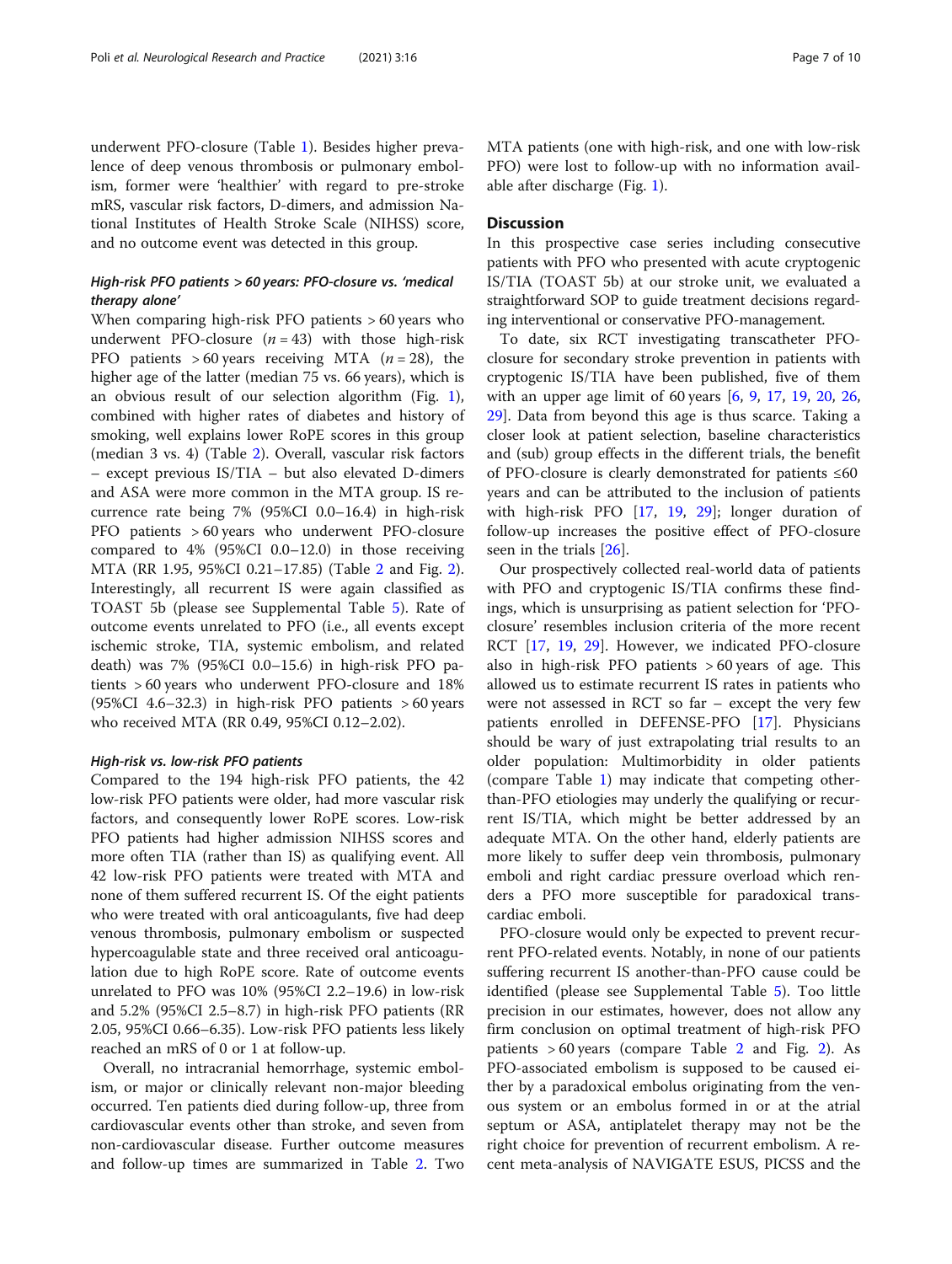underwent PFO-closure (Table 1). Besides higher prevalence of deep venous thrombosis or pulmonary embolism, former were 'healthier' with regard to pre-stroke mRS, vascular risk factors, D-dimers, and admission National Institutes of Health Stroke Scale (NIHSS) score, and no outcome event was detected in this group.

### *High-risk PFO patients > 60 years: PFO-closure vs. 'medical therapy alone'*

When comparing high-risk PFO patients > 60 years who underwent PFO-closure ($n = 43$) with those high-risk PFO patients > 60 years receiving MTA ($n = 28$), the higher age of the latter (median 75 vs. 66 years), which is an obvious result of our selection algorithm (Fig. 1), combined with higher rates of diabetes and history of smoking, well explains lower RoPE scores in this group (median 3 vs. 4) (Table 2). Overall, vascular risk factors – except previous IS/TIA – but also elevated D-dimers and ASA were more common in the MTA group. IS recurrence rate being 7% (95%CI 0.0–16.4) in high-risk PFO patients > 60 years who underwent PFO-closure compared to 4% (95%CI 0.0–12.0) in those receiving MTA (RR 1.95, 95%CI 0.21–17.85) (Table 2 and Fig. 2). Interestingly, all recurrent IS were again classified as TOAST 5b (please see Supplemental Table 5). Rate of outcome events unrelated to PFO (i.e., all events except ischemic stroke, TIA, systemic embolism, and related death) was 7% (95%CI 0.0–15.6) in high-risk PFO patients > 60 years who underwent PFO-closure and 18% (95%CI 4.6–32.3) in high-risk PFO patients > 60 years who received MTA (RR 0.49, 95%CI 0.12–2.02).

### *High-risk vs. low-risk PFO patients*

Compared to the 194 high-risk PFO patients, the 42 low-risk PFO patients were older, had more vascular risk factors, and consequently lower RoPE scores. Low-risk PFO patients had higher admission NIHSS scores and more often TIA (rather than IS) as qualifying event. All 42 low-risk PFO patients were treated with MTA and none of them suffered recurrent IS. Of the eight patients who were treated with oral anticoagulants, five had deep venous thrombosis, pulmonary embolism or suspected hypercoagulable state and three received oral anticoagulation due to high RoPE score. Rate of outcome events unrelated to PFO was 10% (95%CI 2.2–19.6) in low-risk and 5.2% (95%CI 2.5–8.7) in high-risk PFO patients (RR 2.05, 95%CI 0.66–6.35). Low-risk PFO patients less likely reached an mRS of 0 or 1 at follow-up.

Overall, no intracranial hemorrhage, systemic embolism, or major or clinically relevant non-major bleeding occurred. Ten patients died during follow-up, three from cardiovascular events other than stroke, and seven from non-cardiovascular disease. Further outcome measures and follow-up times are summarized in Table 2. Two MTA patients (one with high-risk, and one with low-risk PFO) were lost to follow-up with no information available after discharge (Fig. 1).

## Discussion

In this prospective case series including consecutive patients with PFO who presented with acute cryptogenic IS/TIA (TOAST 5b) at our stroke unit, we evaluated a straightforward SOP to guide treatment decisions regarding interventional or conservative PFO-management.

To date, six RCT investigating transcatheter PFO-closure for secondary stroke prevention in patients with cryptogenic IS/TIA have been published, five of them with an upper age limit of 60 years [6, 9, 17, 19, 20, 26, 29]. Data from beyond this age is thus scarce. Taking a closer look at patient selection, baseline characteristics and (sub) group effects in the different trials, the benefit of PFO-closure is clearly demonstrated for patients ≤60 years and can be attributed to the inclusion of patients with high-risk PFO [17, 19, 29]; longer duration of follow-up increases the positive effect of PFO-closure seen in the trials [26].

Our prospectively collected real-world data of patients with PFO and cryptogenic IS/TIA confirms these findings, which is unsurprising as patient selection for 'PFO-closure' resembles inclusion criteria of the more recent RCT [17, 19, 29]. However, we indicated PFO-closure also in high-risk PFO patients > 60 years of age. This allowed us to estimate recurrent IS rates in patients who were not assessed in RCT so far – except the very few patients enrolled in DEFENSE-PFO [17]. Physicians should be wary of just extrapolating trial results to an older population: Multimorbidity in older patients (compare Table 1) may indicate that competing other-than-PFO etiologies may underly the qualifying or recurrent IS/TIA, which might be better addressed by an adequate MTA. On the other hand, elderly patients are more likely to suffer deep vein thrombosis, pulmonary emboli and right cardiac pressure overload which renders a PFO more susceptible for paradoxical transcardiac emboli.

PFO-closure would only be expected to prevent recurrent PFO-related events. Notably, in none of our patients suffering recurrent IS another-than-PFO cause could be identified (please see Supplemental Table 5). Too little precision in our estimates, however, does not allow any firm conclusion on optimal treatment of high-risk PFO patients > 60 years (compare Table 2 and Fig. 2). As PFO-associated embolism is supposed to be caused either by a paradoxical embolus originating from the venous system or an embolus formed in or at the atrial septum or ASA, antiplatelet therapy may not be the right choice for prevention of recurrent embolism. A recent meta-analysis of NAVIGATE ESUS, PICSS and the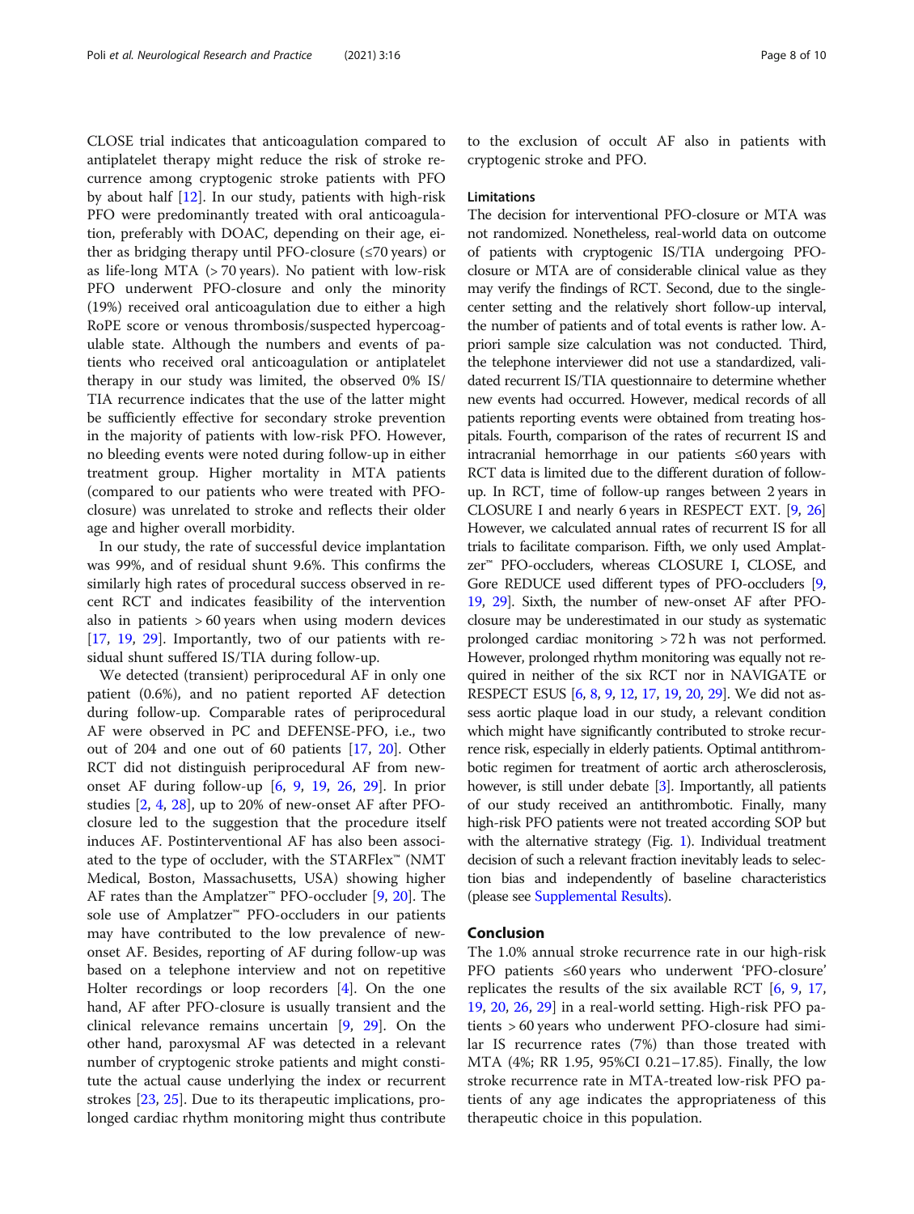CLOSE trial indicates that anticoagulation compared to antiplatelet therapy might reduce the risk of stroke recurrence among cryptogenic stroke patients with PFO by about half [12]. In our study, patients with high-risk PFO were predominantly treated with oral anticoagulation, preferably with DOAC, depending on their age, either as bridging therapy until PFO-closure (≤70 years) or as life-long MTA (> 70 years). No patient with low-risk PFO underwent PFO-closure and only the minority (19%) received oral anticoagulation due to either a high RoPE score or venous thrombosis/suspected hypercoagulable state. Although the numbers and events of patients who received oral anticoagulation or antiplatelet therapy in our study was limited, the observed 0% IS/TIA recurrence indicates that the use of the latter might be sufficiently effective for secondary stroke prevention in the majority of patients with low-risk PFO. However, no bleeding events were noted during follow-up in either treatment group. Higher mortality in MTA patients (compared to our patients who were treated with PFO-closure) was unrelated to stroke and reflects their older age and higher overall morbidity.

In our study, the rate of successful device implantation was 99%, and of residual shunt 9.6%. This confirms the similarly high rates of procedural success observed in recent RCT and indicates feasibility of the intervention also in patients > 60 years when using modern devices [17, 19, 29]. Importantly, two of our patients with residual shunt suffered IS/TIA during follow-up.

We detected (transient) periprocedural AF in only one patient (0.6%), and no patient reported AF detection during follow-up. Comparable rates of periprocedural AF were observed in PC and DEFENSE-PFO, i.e., two out of 204 and one out of 60 patients [17, 20]. Other RCT did not distinguish periprocedural AF from new-onset AF during follow-up [6, 9, 19, 26, 29]. In prior studies [2, 4, 28], up to 20% of new-onset AF after PFO-closure led to the suggestion that the procedure itself induces AF. Postinterventional AF has also been associated to the type of occluder, with the STARFlex™ (NMT Medical, Boston, Massachusetts, USA) showing higher AF rates than the Amplatzer™ PFO-occluder [9, 20]. The sole use of Amplatzer™ PFO-occluders in our patients may have contributed to the low prevalence of new-onset AF. Besides, reporting of AF during follow-up was based on a telephone interview and not on repetitive Holter recordings or loop recorders [4]. On the one hand, AF after PFO-closure is usually transient and the clinical relevance remains uncertain [9, 29]. On the other hand, paroxysmal AF was detected in a relevant number of cryptogenic stroke patients and might constitute the actual cause underlying the index or recurrent strokes [23, 25]. Due to its therapeutic implications, prolonged cardiac rhythm monitoring might thus contribute to the exclusion of occult AF also in patients with cryptogenic stroke and PFO.

### Limitations

The decision for interventional PFO-closure or MTA was not randomized. Nonetheless, real-world data on outcome of patients with cryptogenic IS/TIA undergoing PFO-closure or MTA are of considerable clinical value as they may verify the findings of RCT. Second, due to the single-center setting and the relatively short follow-up interval, the number of patients and of total events is rather low. A-priori sample size calculation was not conducted. Third, the telephone interviewer did not use a standardized, validated recurrent IS/TIA questionnaire to determine whether new events had occurred. However, medical records of all patients reporting events were obtained from treating hospitals. Fourth, comparison of the rates of recurrent IS and intracranial hemorrhage in our patients ≤60 years with RCT data is limited due to the different duration of follow-up. In RCT, time of follow-up ranges between 2 years in CLOSURE I and nearly 6 years in RESPECT EXT. [9, 26] However, we calculated annual rates of recurrent IS for all trials to facilitate comparison. Fifth, we only used Amplatzer™ PFO-occluders, whereas CLOSURE I, CLOSE, and Gore REDUCE used different types of PFO-occluders [9, 19, 29]. Sixth, the number of new-onset AF after PFO-closure may be underestimated in our study as systematic prolonged cardiac monitoring > 72 h was not performed. However, prolonged rhythm monitoring was equally not required in neither of the six RCT nor in NAVIGATE or RESPECT ESUS [6, 8, 9, 12, 17, 19, 20, 29]. We did not assess aortic plaque load in our study, a relevant condition which might have significantly contributed to stroke recurrence risk, especially in elderly patients. Optimal antithrombotic regimen for treatment of aortic arch atherosclerosis, however, is still under debate [3]. Importantly, all patients of our study received an antithrombotic. Finally, many high-risk PFO patients were not treated according SOP but with the alternative strategy (Fig. 1). Individual treatment decision of such a relevant fraction inevitably leads to selection bias and independently of baseline characteristics (please see Supplemental Results).

## Conclusion

The 1.0% annual stroke recurrence rate in our high-risk PFO patients ≤60 years who underwent 'PFO-closure' replicates the results of the six available RCT [6, 9, 17, 19, 20, 26, 29] in a real-world setting. High-risk PFO patients > 60 years who underwent PFO-closure had similar IS recurrence rates (7%) than those treated with MTA (4%; RR 1.95, 95%CI 0.21–17.85). Finally, the low stroke recurrence rate in MTA-treated low-risk PFO patients of any age indicates the appropriateness of this therapeutic choice in this population.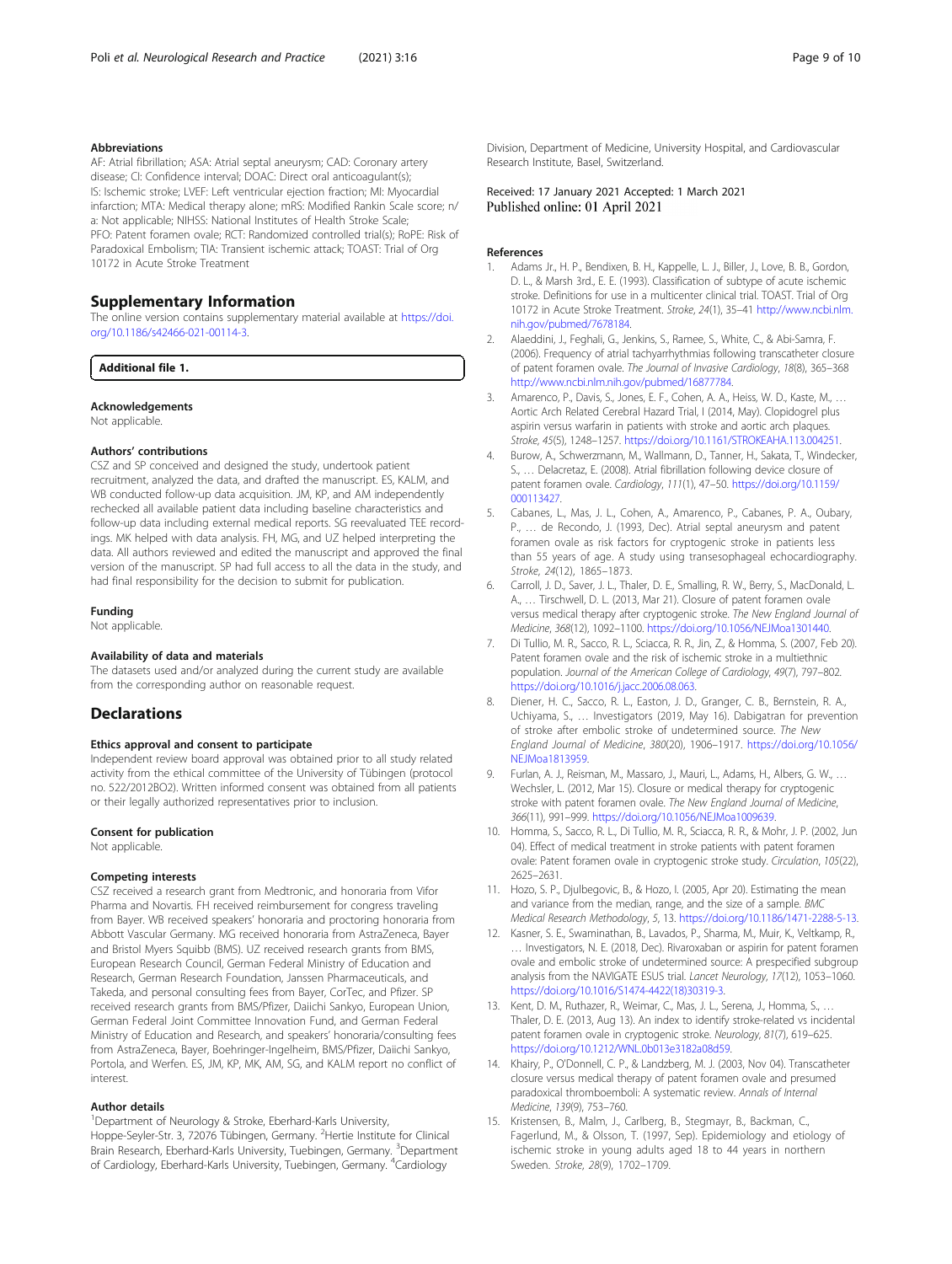### Abbreviations

AF: Atrial fibrillation; ASA: Atrial septal aneurysm; CAD: Coronary artery disease; CI: Confidence interval; DOAC: Direct oral anticoagulant(s); IS: Ischemic stroke; LVEF: Left ventricular ejection fraction; MI: Myocardial infarction; MTA: Medical therapy alone; mRS: Modified Rankin Scale score; n/a: Not applicable; NIHSS: National Institutes of Health Stroke Scale; PFO: Patent foramen ovale; RCT: Randomized controlled trial(s); RoPE: Risk of Paradoxical Embolism; TIA: Transient ischemic attack; TOAST: Trial of Org 10172 in Acute Stroke Treatment

## Supplementary Information

The online version contains supplementary material available at https://doi.org/10.1186/s42466-021-00114-3.

**Additional file 1.**

### Acknowledgements

Not applicable.

### Authors' contributions

CSZ and SP conceived and designed the study, undertook patient recruitment, analyzed the data, and drafted the manuscript. ES, KALM, and WB conducted follow-up data acquisition. JM, KP, and AM independently rechecked all available patient data including baseline characteristics and follow-up data including external medical reports. SG reevaluated TEE recordings. MK helped with data analysis. FH, MG, and UZ helped interpreting the data. All authors reviewed and edited the manuscript and approved the final version of the manuscript. SP had full access to all the data in the study, and had final responsibility for the decision to submit for publication.

### Funding

Not applicable.

### Availability of data and materials

The datasets used and/or analyzed during the current study are available from the corresponding author on reasonable request.

## Declarations

### Ethics approval and consent to participate

Independent review board approval was obtained prior to all study related activity from the ethical committee of the University of Tübingen (protocol no. 522/2012BO2). Written informed consent was obtained from all patients or their legally authorized representatives prior to inclusion.

### Consent for publication

Not applicable.

### Competing interests

CSZ received a research grant from Medtronic, and honoraria from Vifor Pharma and Novartis. FH received reimbursement for congress traveling from Bayer. WB received speakers' honoraria and proctoring honoraria from Abbott Vascular Germany. MG received honoraria from AstraZeneca, Bayer and Bristol Myers Squibb (BMS). UZ received research grants from BMS, European Research Council, German Federal Ministry of Education and Research, German Research Foundation, Janssen Pharmaceuticals, and Takeda, and personal consulting fees from Bayer, CorTec, and Pfizer. SP received research grants from BMS/Pfizer, Daiichi Sankyo, European Union, German Federal Joint Committee Innovation Fund, and German Federal Ministry of Education and Research, and speakers' honoraria/consulting fees from AstraZeneca, Bayer, Boehringer-Ingelheim, BMS/Pfizer, Daiichi Sankyo, Portola, and Werfen. ES, JM, KP, MK, AM, SG, and KALM report no conflict of interest.

### Author details

[1]Department of Neurology & Stroke, Eberhard-Karls University, Hoppe-Seyler-Str. 3, 72076 Tübingen, Germany. [2]Hertie Institute for Clinical Brain Research, Eberhard-Karls University, Tuebingen, Germany. [3]Department of Cardiology, Eberhard-Karls University, Tuebingen, Germany. [4]Cardiology Division, Department of Medicine, University Hospital, and Cardiovascular Research Institute, Basel, Switzerland.

Received: 17 January 2021 Accepted: 1 March 2021
Published online: 01 April 2021

### References

1. Adams Jr., H. P., Bendixen, B. H., Kappelle, L. J., Biller, J., Love, B. B., Gordon, D. L., & Marsh 3rd., E. E. (1993). Classification of subtype of acute ischemic stroke. Definitions for use in a multicenter clinical trial. TOAST. Trial of Org 10172 in Acute Stroke Treatment. *Stroke*, *24*(1), 35–41 http://www.ncbi.nlm.nih.gov/pubmed/7678184.
2. Alaeddini, J., Feghali, G., Jenkins, S., Ramee, S., White, C., & Abi-Samra, F. (2006). Frequency of atrial tachyarrhythmias following transcatheter closure of patent foramen ovale. *The Journal of Invasive Cardiology*, *18*(8), 365–368 http://www.ncbi.nlm.nih.gov/pubmed/16877784.
3. Amarenco, P., Davis, S., Jones, E. F., Cohen, A. A., Heiss, W. D., Kaste, M., … Aortic Arch Related Cerebral Hazard Trial, I (2014, May). Clopidogrel plus aspirin versus warfarin in patients with stroke and aortic arch plaques. *Stroke*, *45*(5), 1248–1257. https://doi.org/10.1161/STROKEAHA.113.004251.
4. Burow, A., Schwerzmann, M., Wallmann, D., Tanner, H., Sakata, T., Windecker, S., … Delacretaz, E. (2008). Atrial fibrillation following device closure of patent foramen ovale. *Cardiology*, *111*(1), 47–50. https://doi.org/10.1159/000113427.
5. Cabanes, L., Mas, J. L., Cohen, A., Amarenco, P., Cabanes, P. A., Oubary, P., … de Recondo, J. (1993, Dec). Atrial septal aneurysm and patent foramen ovale as risk factors for cryptogenic stroke in patients less than 55 years of age. A study using transesophageal echocardiography. *Stroke*, *24*(12), 1865–1873.
6. Carroll, J. D., Saver, J. L., Thaler, D. E., Smalling, R. W., Berry, S., MacDonald, L. A., … Tirschwell, D. L. (2013, Mar 21). Closure of patent foramen ovale versus medical therapy after cryptogenic stroke. *The New England Journal of Medicine*, *368*(12), 1092–1100. https://doi.org/10.1056/NEJMoa1301440.
7. Di Tullio, M. R., Sacco, R. L., Sciacca, R. R., Jin, Z., & Homma, S. (2007, Feb 20). Patent foramen ovale and the risk of ischemic stroke in a multiethnic population. *Journal of the American College of Cardiology*, *49*(7), 797–802. https://doi.org/10.1016/j.jacc.2006.08.063.
8. Diener, H. C., Sacco, R. L., Easton, J. D., Granger, C. B., Bernstein, R. A., Uchiyama, S., … Investigators (2019, May 16). Dabigatran for prevention of stroke after embolic stroke of undetermined source. *The New England Journal of Medicine*, *380*(20), 1906–1917. https://doi.org/10.1056/NEJMoa1813959.
9. Furlan, A. J., Reisman, M., Massaro, J., Mauri, L., Adams, H., Albers, G. W., … Wechsler, L. (2012, Mar 15). Closure or medical therapy for cryptogenic stroke with patent foramen ovale. *The New England Journal of Medicine*, *366*(11), 991–999. https://doi.org/10.1056/NEJMoa1009639.
10. Homma, S., Sacco, R. L., Di Tullio, M. R., Sciacca, R. R., & Mohr, J. P. (2002, Jun 04). Effect of medical treatment in stroke patients with patent foramen ovale: Patent foramen ovale in cryptogenic stroke study. *Circulation*, *105*(22), 2625–2631.
11. Hozo, S. P., Djulbegovic, B., & Hozo, I. (2005, Apr 20). Estimating the mean and variance from the median, range, and the size of a sample. *BMC Medical Research Methodology*, *5*, 13. https://doi.org/10.1186/1471-2288-5-13.
12. Kasner, S. E., Swaminathan, B., Lavados, P., Sharma, M., Muir, K., Veltkamp, R., … Investigators, N. E. (2018, Dec). Rivaroxaban or aspirin for patent foramen ovale and embolic stroke of undetermined source: A prespecified subgroup analysis from the NAVIGATE ESUS trial. *Lancet Neurology*, *17*(12), 1053–1060. https://doi.org/10.1016/S1474-4422(18)30319-3.
13. Kent, D. M., Ruthazer, R., Weimar, C., Mas, J. L., Serena, J., Homma, S., … Thaler, D. E. (2013, Aug 13). An index to identify stroke-related vs incidental patent foramen ovale in cryptogenic stroke. *Neurology*, *81*(7), 619–625. https://doi.org/10.1212/WNL.0b013e3182a08d59.
14. Khairy, P., O'Donnell, C. P., & Landzberg, M. J. (2003, Nov 04). Transcatheter closure versus medical therapy of patent foramen ovale and presumed paradoxical thromboemboli: A systematic review. *Annals of Internal Medicine*, *139*(9), 753–760.
15. Kristensen, B., Malm, J., Carlberg, B., Stegmayr, B., Backman, C., Fagerlund, M., & Olsson, T. (1997, Sep). Epidemiology and etiology of ischemic stroke in young adults aged 18 to 44 years in northern Sweden. *Stroke*, *28*(9), 1702–1709.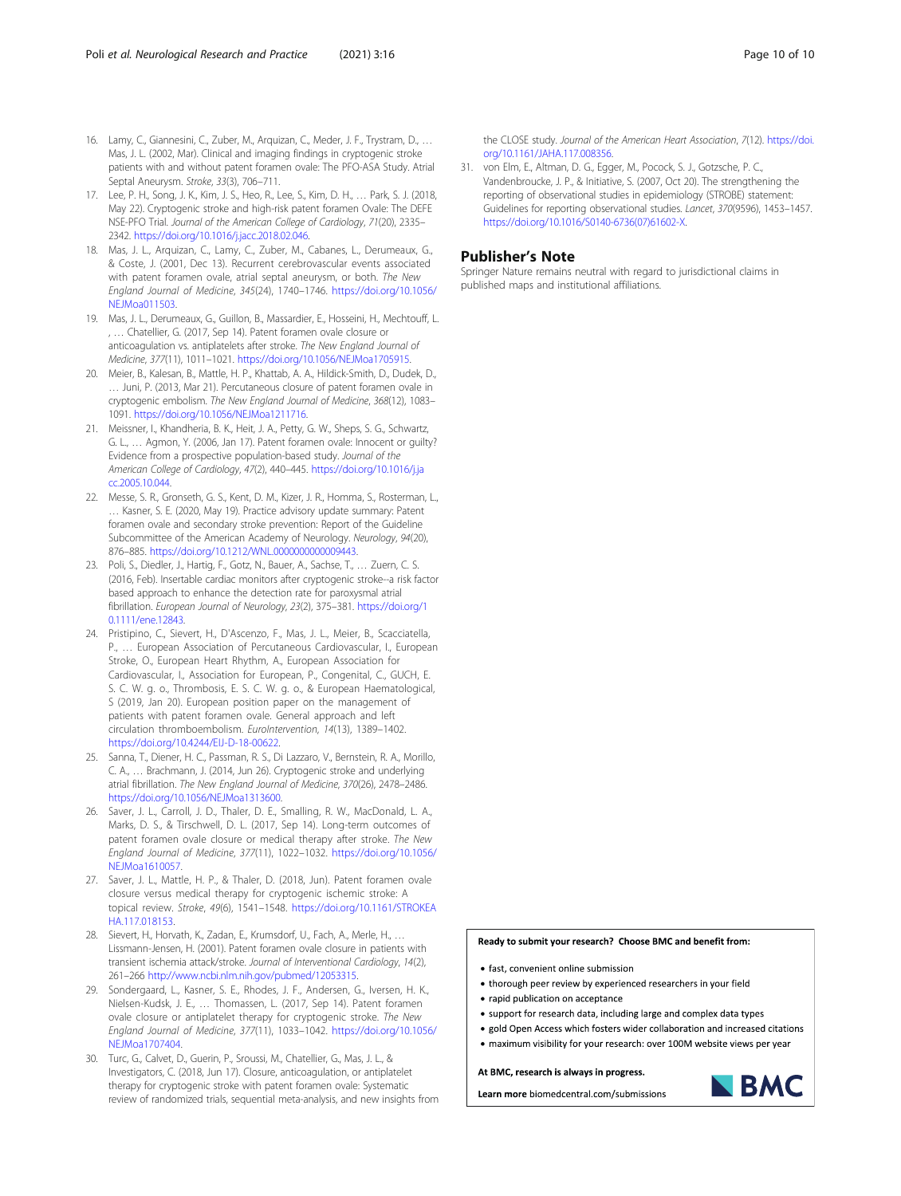16. Lamy, C., Giannesini, C., Zuber, M., Arquizan, C., Meder, J. F., Trystram, D., … Mas, J. L. (2002, Mar). Clinical and imaging findings in cryptogenic stroke patients with and without patent foramen ovale: The PFO-ASA Study. Atrial Septal Aneurysm. *Stroke*, *33*(3), 706–711.
17. Lee, P. H., Song, J. K., Kim, J. S., Heo, R., Lee, S., Kim, D. H., … Park, S. J. (2018, May 22). Cryptogenic stroke and high-risk patent foramen Ovale: The DEFE NSE-PFO Trial. *Journal of the American College of Cardiology*, *71*(20), 2335–2342. https://doi.org/10.1016/j.jacc.2018.02.046.
18. Mas, J. L., Arquizan, C., Lamy, C., Zuber, M., Cabanes, L., Derumeaux, G., & Coste, J. (2001, Dec 13). Recurrent cerebrovascular events associated with patent foramen ovale, atrial septal aneurysm, or both. *The New England Journal of Medicine*, *345*(24), 1740–1746. https://doi.org/10.1056/NEJMoa011503.
19. Mas, J. L., Derumeaux, G., Guillon, B., Massardier, E., Hosseini, H., Mechtouff, L. , … Chatellier, G. (2017, Sep 14). Patent foramen ovale closure or anticoagulation vs. antiplatelets after stroke. *The New England Journal of Medicine*, *377*(11), 1011–1021. https://doi.org/10.1056/NEJMoa1705915.
20. Meier, B., Kalesan, B., Mattle, H. P., Khattab, A. A., Hildick-Smith, D., Dudek, D., … Juni, P. (2013, Mar 21). Percutaneous closure of patent foramen ovale in cryptogenic embolism. *The New England Journal of Medicine*, *368*(12), 1083–1091. https://doi.org/10.1056/NEJMoa1211716.
21. Meissner, I., Khandheria, B. K., Heit, J. A., Petty, G. W., Sheps, S. G., Schwartz, G. L., … Agmon, Y. (2006, Jan 17). Patent foramen ovale: Innocent or guilty? Evidence from a prospective population-based study. *Journal of the American College of Cardiology*, *47*(2), 440–445. https://doi.org/10.1016/j.jacc.2005.10.044.
22. Messe, S. R., Gronseth, G. S., Kent, D. M., Kizer, J. R., Homma, S., Rosterman, L., … Kasner, S. E. (2020, May 19). Practice advisory update summary: Patent foramen ovale and secondary stroke prevention: Report of the Guideline Subcommittee of the American Academy of Neurology. *Neurology*, *94*(20), 876–885. https://doi.org/10.1212/WNL.0000000000009443.
23. Poli, S., Diedler, J., Hartig, F., Gotz, N., Bauer, A., Sachse, T., … Zuern, C. S. (2016, Feb). Insertable cardiac monitors after cryptogenic stroke--a risk factor based approach to enhance the detection rate for paroxysmal atrial fibrillation. *European Journal of Neurology*, *23*(2), 375–381. https://doi.org/10.1111/ene.12843.
24. Pristipino, C., Sievert, H., D'Ascenzo, F., Mas, J. L., Meier, B., Scacciatella, P., … European Association of Percutaneous Cardiovascular, I., European Stroke, O., European Heart Rhythm, A., European Association for Cardiovascular, I., Association for European, P., Congenital, C., GUCH, E. S. C. W. g. o., Thrombosis, E. S. C. W. g. o., & European Haematological, S (2019, Jan 20). European position paper on the management of patients with patent foramen ovale. General approach and left circulation thromboembolism. *EuroIntervention*, *14*(13), 1389–1402. https://doi.org/10.4244/EIJ-D-18-00622.
25. Sanna, T., Diener, H. C., Passman, R. S., Di Lazzaro, V., Bernstein, R. A., Morillo, C. A., … Brachmann, J. (2014, Jun 26). Cryptogenic stroke and underlying atrial fibrillation. *The New England Journal of Medicine*, *370*(26), 2478–2486. https://doi.org/10.1056/NEJMoa1313600.
26. Saver, J. L., Carroll, J. D., Thaler, D. E., Smalling, R. W., MacDonald, L. A., Marks, D. S., & Tirschwell, D. L. (2017, Sep 14). Long-term outcomes of patent foramen ovale closure or medical therapy after stroke. *The New England Journal of Medicine*, *377*(11), 1022–1032. https://doi.org/10.1056/NEJMoa1610057.
27. Saver, J. L., Mattle, H. P., & Thaler, D. (2018, Jun). Patent foramen ovale closure versus medical therapy for cryptogenic ischemic stroke: A topical review. *Stroke*, *49*(6), 1541–1548. https://doi.org/10.1161/STROKEAHA.117.018153.
28. Sievert, H., Horvath, K., Zadan, E., Krumsdorf, U., Fach, A., Merle, H., … Lissmann-Jensen, H. (2001). Patent foramen ovale closure in patients with transient ischemia attack/stroke. *Journal of Interventional Cardiology*, *14*(2), 261–266 http://www.ncbi.nlm.nih.gov/pubmed/12053315.
29. Sondergaard, L., Kasner, S. E., Rhodes, J. F., Andersen, G., Iversen, H. K., Nielsen-Kudsk, J. E., … Thomassen, L. (2017, Sep 14). Patent foramen ovale closure or antiplatelet therapy for cryptogenic stroke. *The New England Journal of Medicine*, *377*(11), 1033–1042. https://doi.org/10.1056/NEJMoa1707404.
30. Turc, G., Calvet, D., Guerin, P., Sroussi, M., Chatellier, G., Mas, J. L., & Investigators, C. (2018, Jun 17). Closure, anticoagulation, or antiplatelet therapy for cryptogenic stroke with patent foramen ovale: Systematic review of randomized trials, sequential meta-analysis, and new insights from the CLOSE study. *Journal of the American Heart Association*, *7*(12). https://doi.org/10.1161/JAHA.117.008356.
31. von Elm, E., Altman, D. G., Egger, M., Pocock, S. J., Gotzsche, P. C., Vandenbroucke, J. P., & Initiative, S. (2007, Oct 20). The strengthening the reporting of observational studies in epidemiology (STROBE) statement: Guidelines for reporting observational studies. *Lancet*, *370*(9596), 1453–1457. https://doi.org/10.1016/S0140-6736(07)61602-X.

## Publisher's Note

Springer Nature remains neutral with regard to jurisdictional claims in published maps and institutional affiliations.

**Ready to submit your research? Choose BMC and benefit from:**

- fast, convenient online submission
- thorough peer review by experienced researchers in your field
- rapid publication on acceptance
- support for research data, including large and complex data types
- gold Open Access which fosters wider collaboration and increased citations
- maximum visibility for your research: over 100M website views per year

**At BMC, research is always in progress.**

**Learn more** biomedcentral.com/submissions

BMC